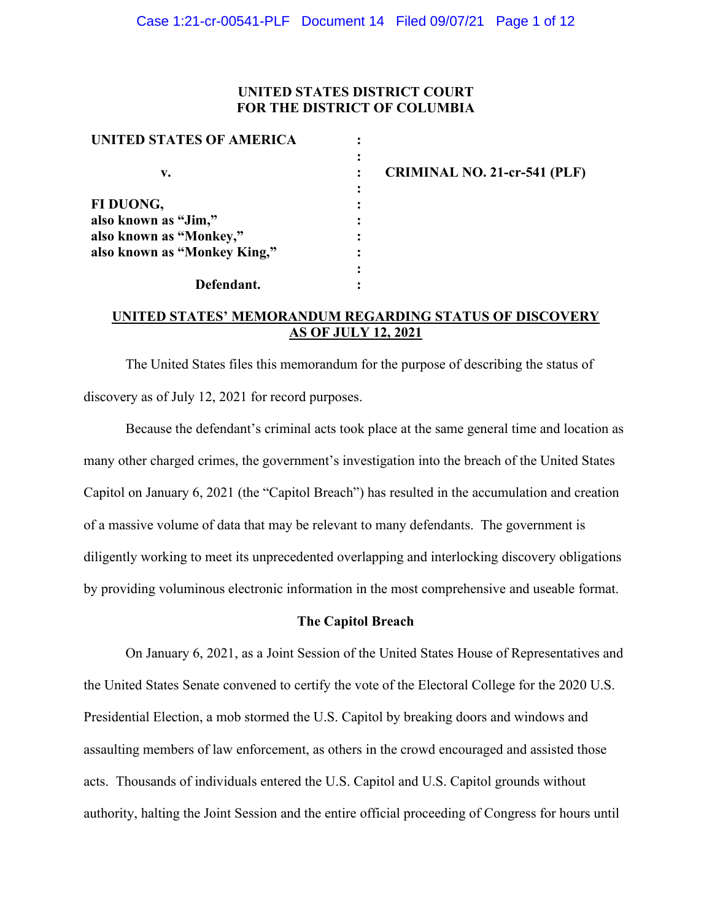**UNITED STATES DISTRICT COURT**
**FOR THE DISTRICT OF COLUMBIA**

| | | |
|---|---|---|
| **UNITED STATES OF AMERICA** | : | |
| | : | |
| **v.** | : | **CRIMINAL NO. 21-cr-541 (PLF)** |
| | : | |
| **FI DUONG,** | : | |
| **also known as "Jim,"** | : | |
| **also known as "Monkey,"** | : | |
| **also known as "Monkey King,"** | : | |
| | : | |
| **Defendant.** | : | |

## UNITED STATES' MEMORANDUM REGARDING STATUS OF DISCOVERY AS OF JULY 12, 2021

The United States files this memorandum for the purpose of describing the status of discovery as of July 12, 2021 for record purposes.

Because the defendant's criminal acts took place at the same general time and location as many other charged crimes, the government's investigation into the breach of the United States Capitol on January 6, 2021 (the "Capitol Breach") has resulted in the accumulation and creation of a massive volume of data that may be relevant to many defendants. The government is diligently working to meet its unprecedented overlapping and interlocking discovery obligations by providing voluminous electronic information in the most comprehensive and useable format.

### The Capitol Breach

On January 6, 2021, as a Joint Session of the United States House of Representatives and the United States Senate convened to certify the vote of the Electoral College for the 2020 U.S. Presidential Election, a mob stormed the U.S. Capitol by breaking doors and windows and assaulting members of law enforcement, as others in the crowd encouraged and assisted those acts. Thousands of individuals entered the U.S. Capitol and U.S. Capitol grounds without authority, halting the Joint Session and the entire official proceeding of Congress for hours until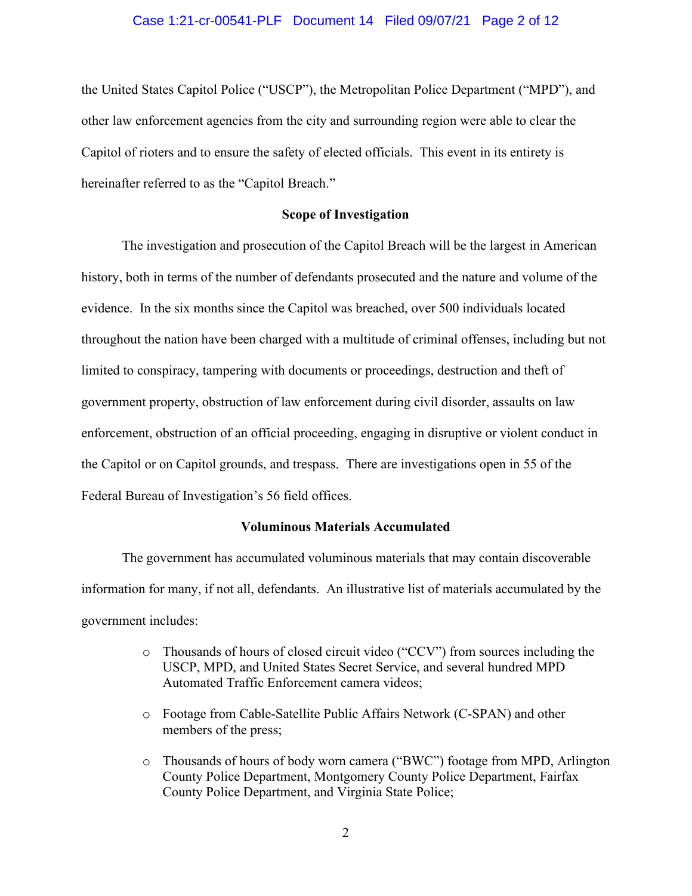the United States Capitol Police ("USCP"), the Metropolitan Police Department ("MPD"), and other law enforcement agencies from the city and surrounding region were able to clear the Capitol of rioters and to ensure the safety of elected officials. This event in its entirety is hereinafter referred to as the "Capitol Breach."

**Scope of Investigation**

The investigation and prosecution of the Capitol Breach will be the largest in American history, both in terms of the number of defendants prosecuted and the nature and volume of the evidence. In the six months since the Capitol was breached, over 500 individuals located throughout the nation have been charged with a multitude of criminal offenses, including but not limited to conspiracy, tampering with documents or proceedings, destruction and theft of government property, obstruction of law enforcement during civil disorder, assaults on law enforcement, obstruction of an official proceeding, engaging in disruptive or violent conduct in the Capitol or on Capitol grounds, and trespass. There are investigations open in 55 of the Federal Bureau of Investigation's 56 field offices.

**Voluminous Materials Accumulated**

The government has accumulated voluminous materials that may contain discoverable information for many, if not all, defendants. An illustrative list of materials accumulated by the government includes:

- Thousands of hours of closed circuit video ("CCV") from sources including the USCP, MPD, and United States Secret Service, and several hundred MPD Automated Traffic Enforcement camera videos;
- Footage from Cable-Satellite Public Affairs Network (C-SPAN) and other members of the press;
- Thousands of hours of body worn camera ("BWC") footage from MPD, Arlington County Police Department, Montgomery County Police Department, Fairfax County Police Department, and Virginia State Police;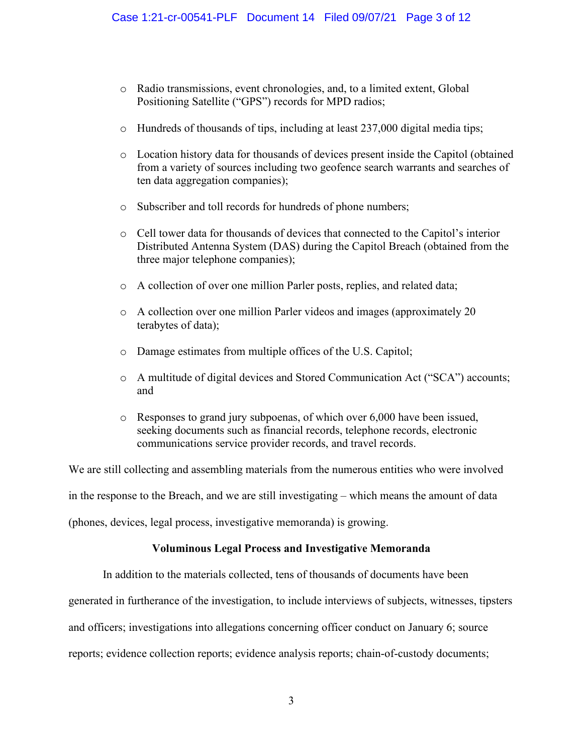- Radio transmissions, event chronologies, and, to a limited extent, Global Positioning Satellite ("GPS") records for MPD radios;
- Hundreds of thousands of tips, including at least 237,000 digital media tips;
- Location history data for thousands of devices present inside the Capitol (obtained from a variety of sources including two geofence search warrants and searches of ten data aggregation companies);
- Subscriber and toll records for hundreds of phone numbers;
- Cell tower data for thousands of devices that connected to the Capitol's interior Distributed Antenna System (DAS) during the Capitol Breach (obtained from the three major telephone companies);
- A collection of over one million Parler posts, replies, and related data;
- A collection over one million Parler videos and images (approximately 20 terabytes of data);
- Damage estimates from multiple offices of the U.S. Capitol;
- A multitude of digital devices and Stored Communication Act ("SCA") accounts; and
- Responses to grand jury subpoenas, of which over 6,000 have been issued, seeking documents such as financial records, telephone records, electronic communications service provider records, and travel records.

We are still collecting and assembling materials from the numerous entities who were involved in the response to the Breach, and we are still investigating – which means the amount of data (phones, devices, legal process, investigative memoranda) is growing.

**Voluminous Legal Process and Investigative Memoranda**

In addition to the materials collected, tens of thousands of documents have been generated in furtherance of the investigation, to include interviews of subjects, witnesses, tipsters and officers; investigations into allegations concerning officer conduct on January 6; source reports; evidence collection reports; evidence analysis reports; chain-of-custody documents;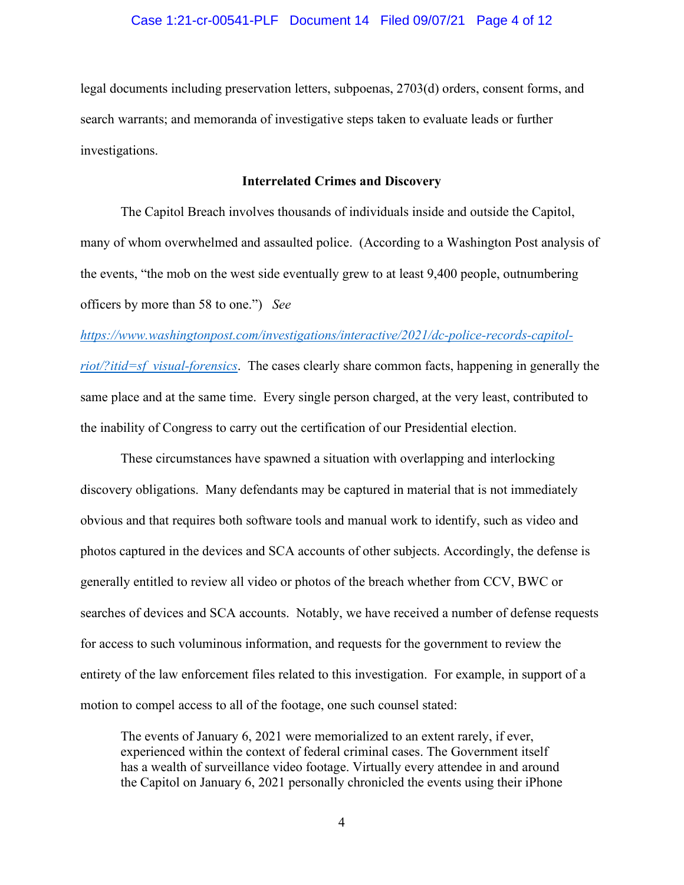legal documents including preservation letters, subpoenas, 2703(d) orders, consent forms, and search warrants; and memoranda of investigative steps taken to evaluate leads or further investigations.

**Interrelated Crimes and Discovery**

The Capitol Breach involves thousands of individuals inside and outside the Capitol, many of whom overwhelmed and assaulted police. (According to a Washington Post analysis of the events, "the mob on the west side eventually grew to at least 9,400 people, outnumbering officers by more than 58 to one.") *See* https://www.washingtonpost.com/investigations/interactive/2021/dc-police-records-capitol-riot/?itid=sf_visual-forensics. The cases clearly share common facts, happening in generally the same place and at the same time. Every single person charged, at the very least, contributed to the inability of Congress to carry out the certification of our Presidential election.

These circumstances have spawned a situation with overlapping and interlocking discovery obligations. Many defendants may be captured in material that is not immediately obvious and that requires both software tools and manual work to identify, such as video and photos captured in the devices and SCA accounts of other subjects. Accordingly, the defense is generally entitled to review all video or photos of the breach whether from CCV, BWC or searches of devices and SCA accounts. Notably, we have received a number of defense requests for access to such voluminous information, and requests for the government to review the entirety of the law enforcement files related to this investigation. For example, in support of a motion to compel access to all of the footage, one such counsel stated:

> The events of January 6, 2021 were memorialized to an extent rarely, if ever, experienced within the context of federal criminal cases. The Government itself has a wealth of surveillance video footage. Virtually every attendee in and around the Capitol on January 6, 2021 personally chronicled the events using their iPhone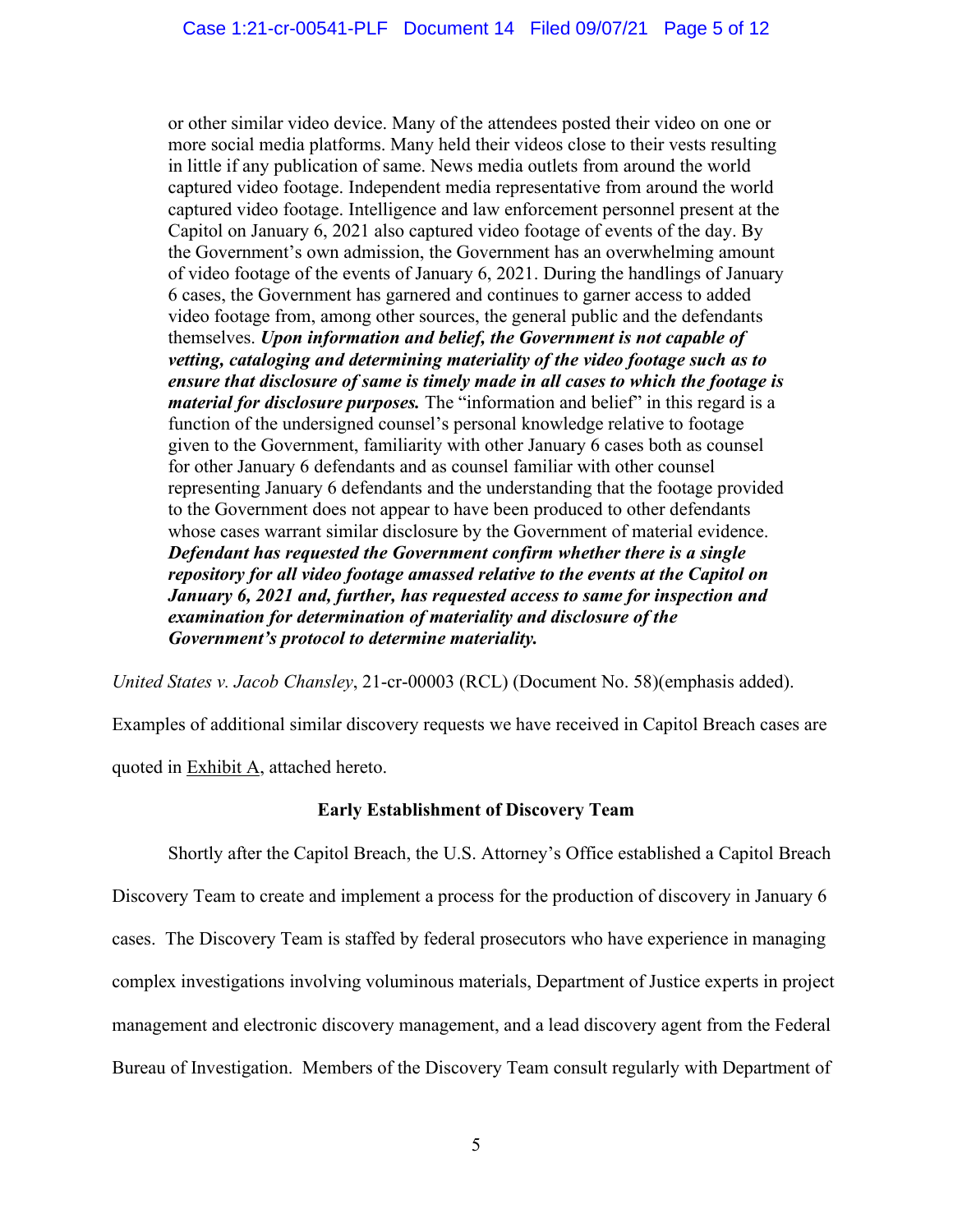> or other similar video device. Many of the attendees posted their video on one or more social media platforms. Many held their videos close to their vests resulting in little if any publication of same. News media outlets from around the world captured video footage. Independent media representative from around the world captured video footage. Intelligence and law enforcement personnel present at the Capitol on January 6, 2021 also captured video footage of events of the day. By the Government's own admission, the Government has an overwhelming amount of video footage of the events of January 6, 2021. During the handlings of January 6 cases, the Government has garnered and continues to garner access to added video footage from, among other sources, the general public and the defendants themselves. ***Upon information and belief, the Government is not capable of vetting, cataloging and determining materiality of the video footage such as to ensure that disclosure of same is timely made in all cases to which the footage is material for disclosure purposes.*** The "information and belief" in this regard is a function of the undersigned counsel's personal knowledge relative to footage given to the Government, familiarity with other January 6 cases both as counsel for other January 6 defendants and as counsel familiar with other counsel representing January 6 defendants and the understanding that the footage provided to the Government does not appear to have been produced to other defendants whose cases warrant similar disclosure by the Government of material evidence. ***Defendant has requested the Government confirm whether there is a single repository for all video footage amassed relative to the events at the Capitol on January 6, 2021 and, further, has requested access to same for inspection and examination for determination of materiality and disclosure of the Government's protocol to determine materiality.***

*United States v. Jacob Chansley*, 21-cr-00003 (RCL) (Document No. 58)(emphasis added).

Examples of additional similar discovery requests we have received in Capitol Breach cases are quoted in Exhibit A, attached hereto.

### Early Establishment of Discovery Team

Shortly after the Capitol Breach, the U.S. Attorney's Office established a Capitol Breach Discovery Team to create and implement a process for the production of discovery in January 6 cases. The Discovery Team is staffed by federal prosecutors who have experience in managing complex investigations involving voluminous materials, Department of Justice experts in project management and electronic discovery management, and a lead discovery agent from the Federal Bureau of Investigation. Members of the Discovery Team consult regularly with Department of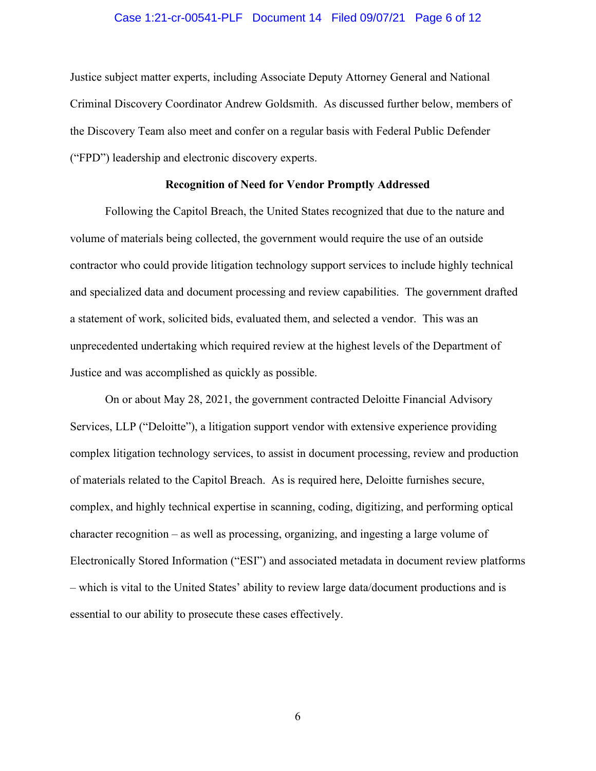Justice subject matter experts, including Associate Deputy Attorney General and National Criminal Discovery Coordinator Andrew Goldsmith. As discussed further below, members of the Discovery Team also meet and confer on a regular basis with Federal Public Defender ("FPD") leadership and electronic discovery experts.

**Recognition of Need for Vendor Promptly Addressed**

Following the Capitol Breach, the United States recognized that due to the nature and volume of materials being collected, the government would require the use of an outside contractor who could provide litigation technology support services to include highly technical and specialized data and document processing and review capabilities. The government drafted a statement of work, solicited bids, evaluated them, and selected a vendor. This was an unprecedented undertaking which required review at the highest levels of the Department of Justice and was accomplished as quickly as possible.

On or about May 28, 2021, the government contracted Deloitte Financial Advisory Services, LLP ("Deloitte"), a litigation support vendor with extensive experience providing complex litigation technology services, to assist in document processing, review and production of materials related to the Capitol Breach. As is required here, Deloitte furnishes secure, complex, and highly technical expertise in scanning, coding, digitizing, and performing optical character recognition – as well as processing, organizing, and ingesting a large volume of Electronically Stored Information ("ESI") and associated metadata in document review platforms – which is vital to the United States' ability to review large data/document productions and is essential to our ability to prosecute these cases effectively.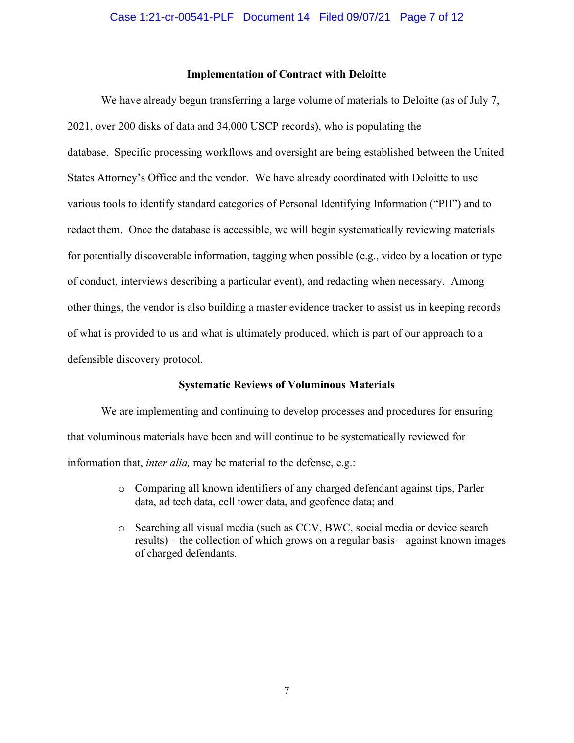### Implementation of Contract with Deloitte

We have already begun transferring a large volume of materials to Deloitte (as of July 7, 2021, over 200 disks of data and 34,000 USCP records), who is populating the database. Specific processing workflows and oversight are being established between the United States Attorney's Office and the vendor. We have already coordinated with Deloitte to use various tools to identify standard categories of Personal Identifying Information ("PII") and to redact them. Once the database is accessible, we will begin systematically reviewing materials for potentially discoverable information, tagging when possible (e.g., video by a location or type of conduct, interviews describing a particular event), and redacting when necessary. Among other things, the vendor is also building a master evidence tracker to assist us in keeping records of what is provided to us and what is ultimately produced, which is part of our approach to a defensible discovery protocol.

### Systematic Reviews of Voluminous Materials

We are implementing and continuing to develop processes and procedures for ensuring that voluminous materials have been and will continue to be systematically reviewed for information that, *inter alia,* may be material to the defense, e.g.:

- Comparing all known identifiers of any charged defendant against tips, Parler data, ad tech data, cell tower data, and geofence data; and
- Searching all visual media (such as CCV, BWC, social media or device search results) – the collection of which grows on a regular basis – against known images of charged defendants.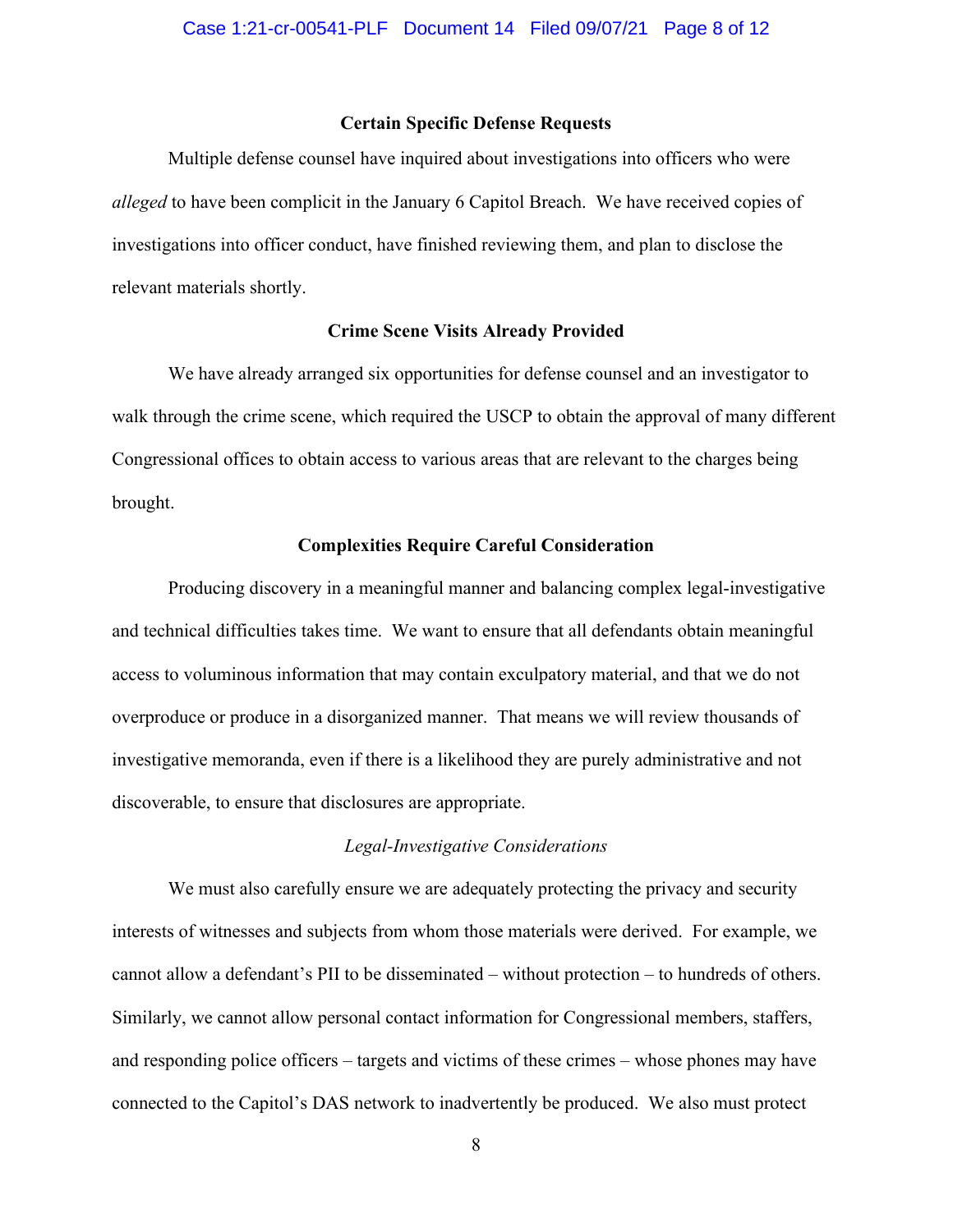**Certain Specific Defense Requests**

Multiple defense counsel have inquired about investigations into officers who were *alleged* to have been complicit in the January 6 Capitol Breach. We have received copies of investigations into officer conduct, have finished reviewing them, and plan to disclose the relevant materials shortly.

**Crime Scene Visits Already Provided**

We have already arranged six opportunities for defense counsel and an investigator to walk through the crime scene, which required the USCP to obtain the approval of many different Congressional offices to obtain access to various areas that are relevant to the charges being brought.

**Complexities Require Careful Consideration**

Producing discovery in a meaningful manner and balancing complex legal-investigative and technical difficulties takes time. We want to ensure that all defendants obtain meaningful access to voluminous information that may contain exculpatory material, and that we do not overproduce or produce in a disorganized manner. That means we will review thousands of investigative memoranda, even if there is a likelihood they are purely administrative and not discoverable, to ensure that disclosures are appropriate.

*Legal-Investigative Considerations*

We must also carefully ensure we are adequately protecting the privacy and security interests of witnesses and subjects from whom those materials were derived. For example, we cannot allow a defendant's PII to be disseminated – without protection – to hundreds of others. Similarly, we cannot allow personal contact information for Congressional members, staffers, and responding police officers – targets and victims of these crimes – whose phones may have connected to the Capitol's DAS network to inadvertently be produced. We also must protect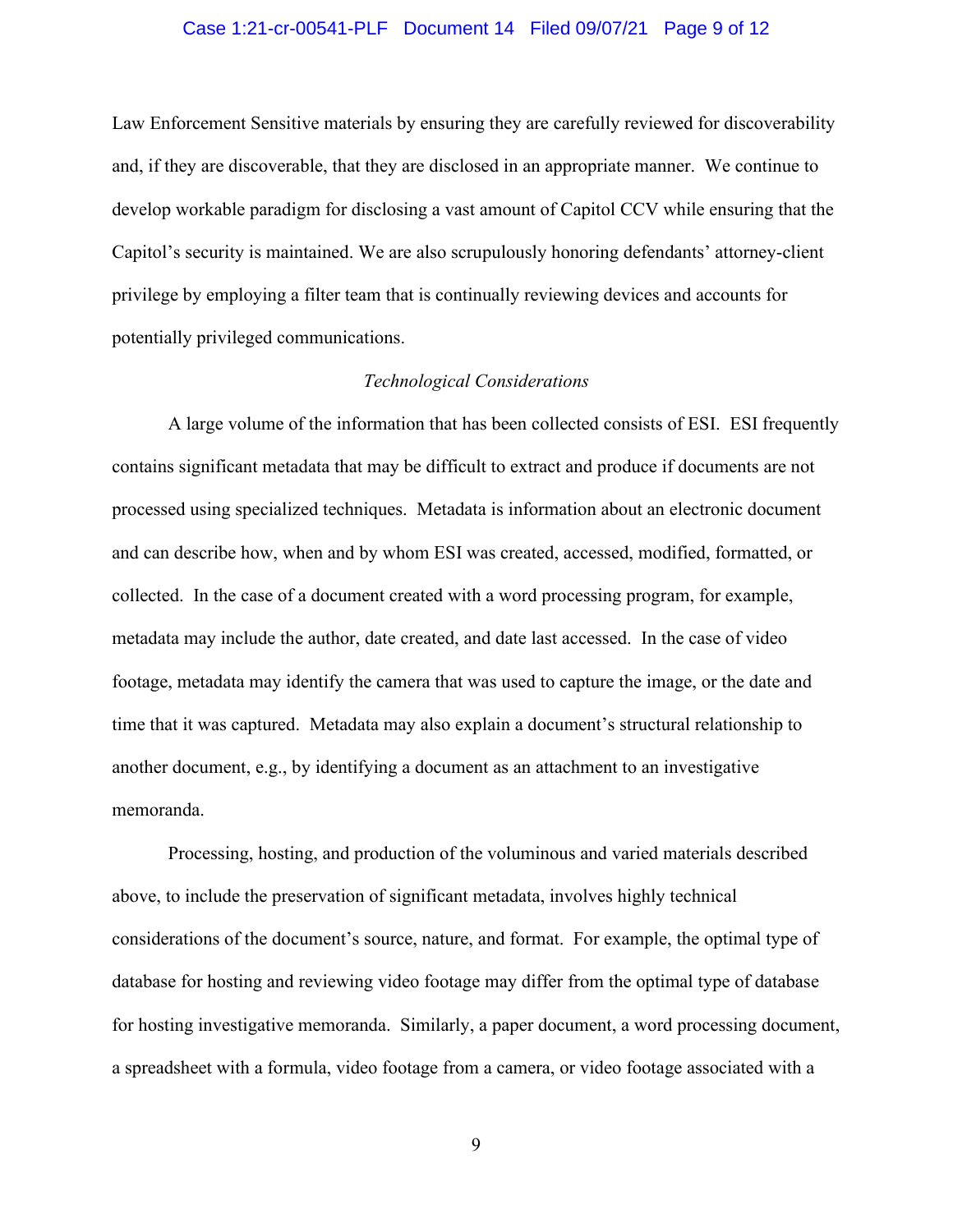Law Enforcement Sensitive materials by ensuring they are carefully reviewed for discoverability and, if they are discoverable, that they are disclosed in an appropriate manner. We continue to develop workable paradigm for disclosing a vast amount of Capitol CCV while ensuring that the Capitol's security is maintained. We are also scrupulously honoring defendants' attorney-client privilege by employing a filter team that is continually reviewing devices and accounts for potentially privileged communications.

*Technological Considerations*

A large volume of the information that has been collected consists of ESI. ESI frequently contains significant metadata that may be difficult to extract and produce if documents are not processed using specialized techniques. Metadata is information about an electronic document and can describe how, when and by whom ESI was created, accessed, modified, formatted, or collected. In the case of a document created with a word processing program, for example, metadata may include the author, date created, and date last accessed. In the case of video footage, metadata may identify the camera that was used to capture the image, or the date and time that it was captured. Metadata may also explain a document's structural relationship to another document, e.g., by identifying a document as an attachment to an investigative memoranda.

Processing, hosting, and production of the voluminous and varied materials described above, to include the preservation of significant metadata, involves highly technical considerations of the document's source, nature, and format. For example, the optimal type of database for hosting and reviewing video footage may differ from the optimal type of database for hosting investigative memoranda. Similarly, a paper document, a word processing document, a spreadsheet with a formula, video footage from a camera, or video footage associated with a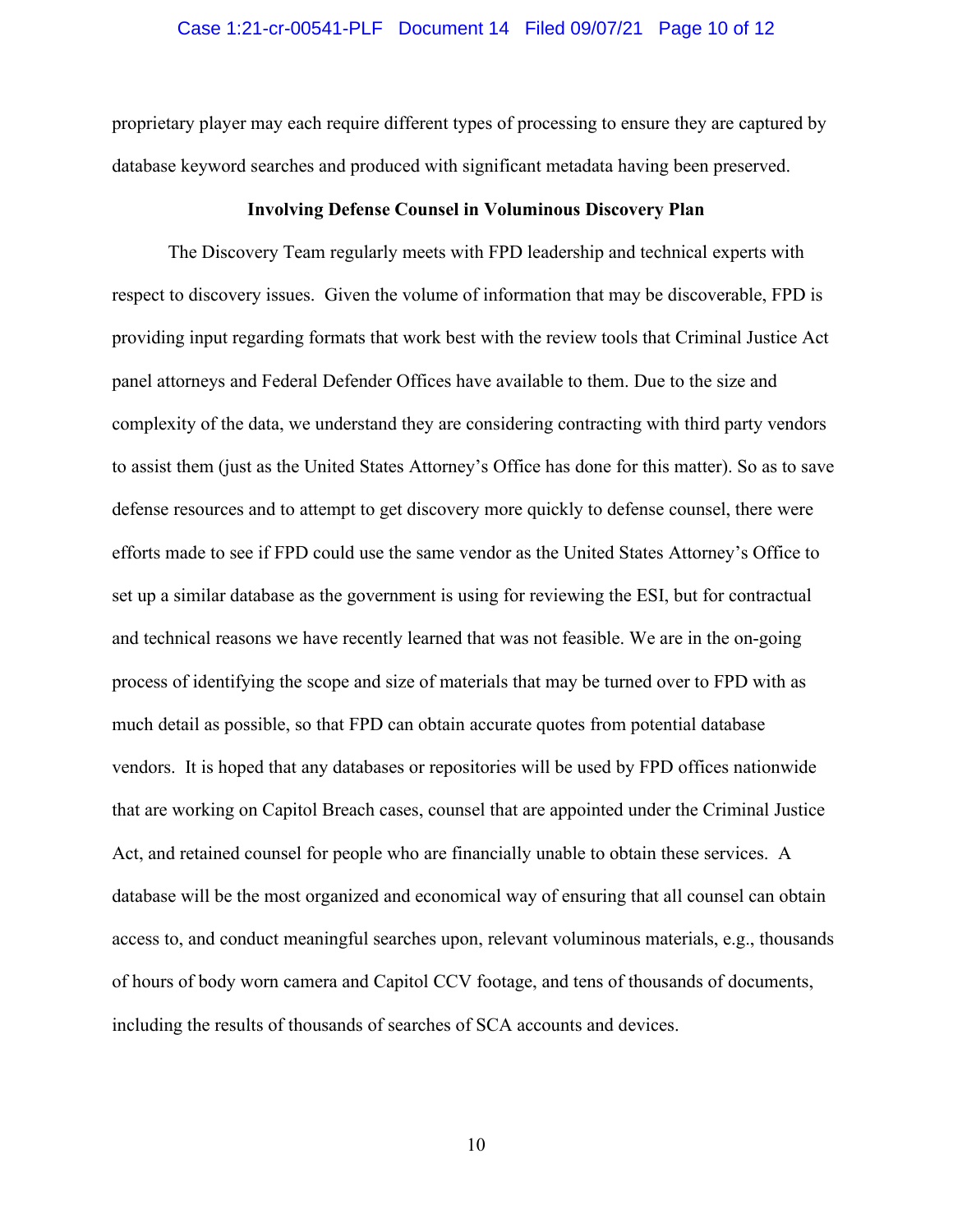proprietary player may each require different types of processing to ensure they are captured by database keyword searches and produced with significant metadata having been preserved.

**Involving Defense Counsel in Voluminous Discovery Plan**

The Discovery Team regularly meets with FPD leadership and technical experts with respect to discovery issues. Given the volume of information that may be discoverable, FPD is providing input regarding formats that work best with the review tools that Criminal Justice Act panel attorneys and Federal Defender Offices have available to them. Due to the size and complexity of the data, we understand they are considering contracting with third party vendors to assist them (just as the United States Attorney's Office has done for this matter). So as to save defense resources and to attempt to get discovery more quickly to defense counsel, there were efforts made to see if FPD could use the same vendor as the United States Attorney's Office to set up a similar database as the government is using for reviewing the ESI, but for contractual and technical reasons we have recently learned that was not feasible. We are in the on-going process of identifying the scope and size of materials that may be turned over to FPD with as much detail as possible, so that FPD can obtain accurate quotes from potential database vendors. It is hoped that any databases or repositories will be used by FPD offices nationwide that are working on Capitol Breach cases, counsel that are appointed under the Criminal Justice Act, and retained counsel for people who are financially unable to obtain these services. A database will be the most organized and economical way of ensuring that all counsel can obtain access to, and conduct meaningful searches upon, relevant voluminous materials, e.g., thousands of hours of body worn camera and Capitol CCV footage, and tens of thousands of documents, including the results of thousands of searches of SCA accounts and devices.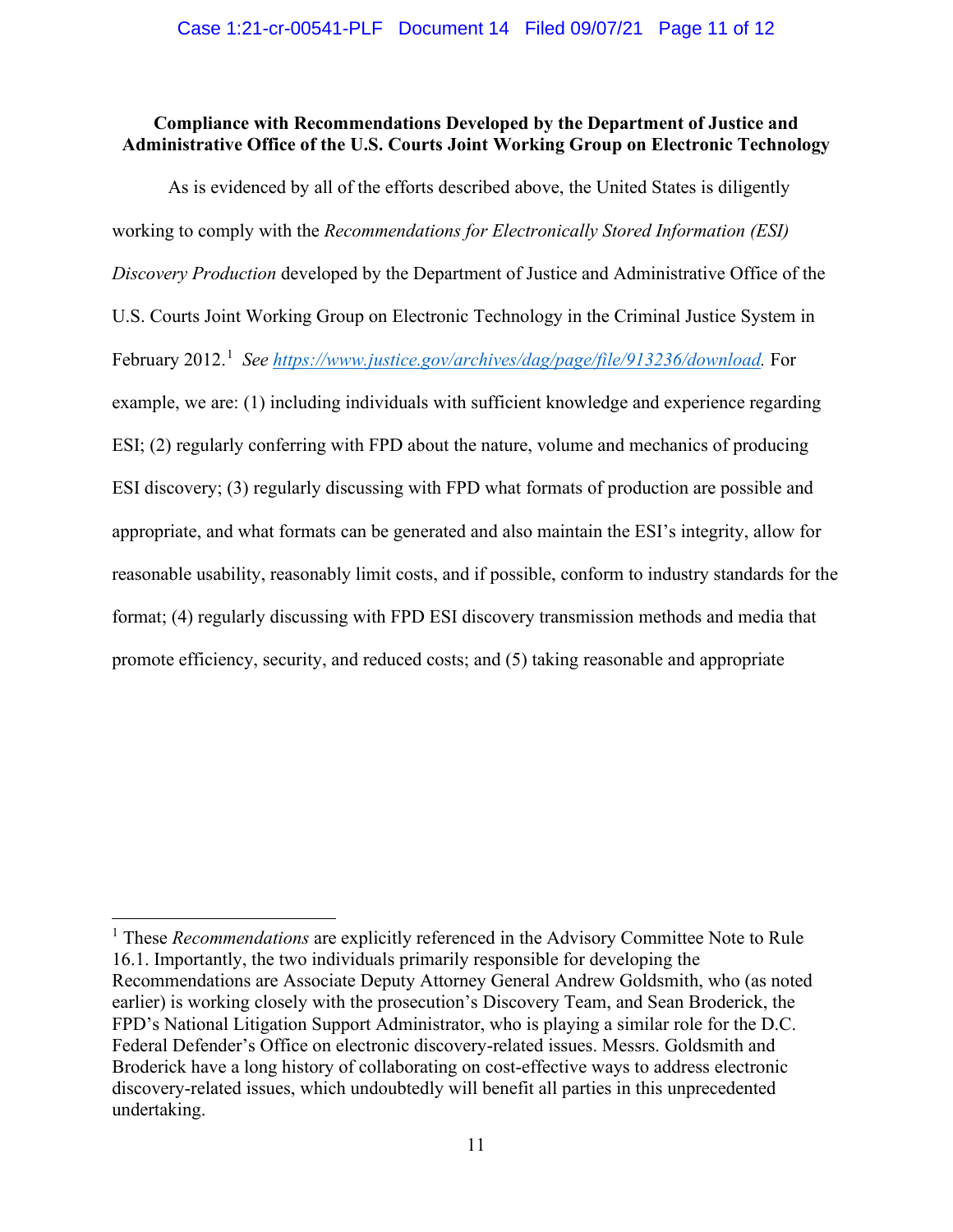**Compliance with Recommendations Developed by the Department of Justice and Administrative Office of the U.S. Courts Joint Working Group on Electronic Technology**

As is evidenced by all of the efforts described above, the United States is diligently working to comply with the *Recommendations for Electronically Stored Information (ESI) Discovery Production* developed by the Department of Justice and Administrative Office of the U.S. Courts Joint Working Group on Electronic Technology in the Criminal Justice System in February 2012.[1] *See* https://www.justice.gov/archives/dag/page/file/913236/download. For example, we are: (1) including individuals with sufficient knowledge and experience regarding ESI; (2) regularly conferring with FPD about the nature, volume and mechanics of producing ESI discovery; (3) regularly discussing with FPD what formats of production are possible and appropriate, and what formats can be generated and also maintain the ESI's integrity, allow for reasonable usability, reasonably limit costs, and if possible, conform to industry standards for the format; (4) regularly discussing with FPD ESI discovery transmission methods and media that promote efficiency, security, and reduced costs; and (5) taking reasonable and appropriate

---

[1] These *Recommendations* are explicitly referenced in the Advisory Committee Note to Rule 16.1. Importantly, the two individuals primarily responsible for developing the Recommendations are Associate Deputy Attorney General Andrew Goldsmith, who (as noted earlier) is working closely with the prosecution's Discovery Team, and Sean Broderick, the FPD's National Litigation Support Administrator, who is playing a similar role for the D.C. Federal Defender's Office on electronic discovery-related issues. Messrs. Goldsmith and Broderick have a long history of collaborating on cost-effective ways to address electronic discovery-related issues, which undoubtedly will benefit all parties in this unprecedented undertaking.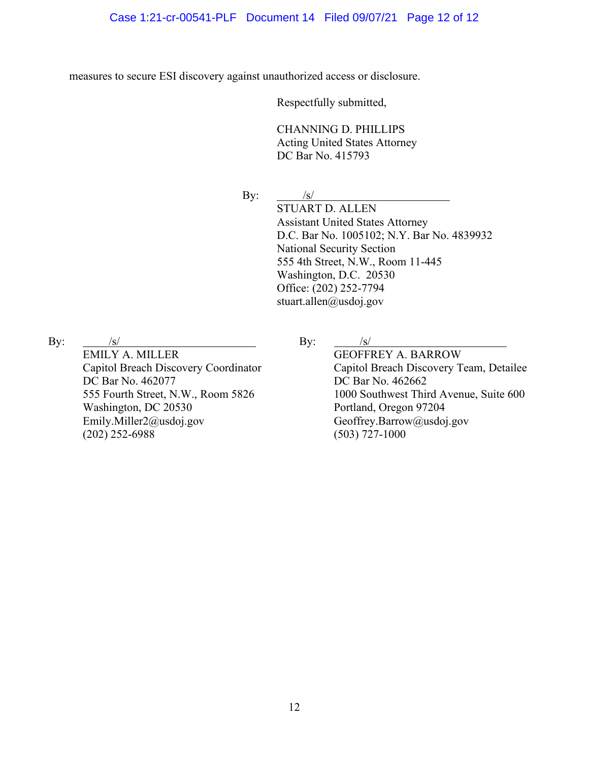measures to secure ESI discovery against unauthorized access or disclosure.

Respectfully submitted,

CHANNING D. PHILLIPS
Acting United States Attorney
DC Bar No. 415793

By: /s/
STUART D. ALLEN
Assistant United States Attorney
D.C. Bar No. 1005102; N.Y. Bar No. 4839932
National Security Section
555 4th Street, N.W., Room 11-445
Washington, D.C. 20530
Office: (202) 252-7794
stuart.allen@usdoj.gov

By: /s/
EMILY A. MILLER
Capitol Breach Discovery Coordinator
DC Bar No. 462077
555 Fourth Street, N.W., Room 5826
Washington, DC 20530
Emily.Miller2@usdoj.gov
(202) 252-6988

By: /s/
GEOFFREY A. BARROW
Capitol Breach Discovery Team, Detailee
DC Bar No. 462662
1000 Southwest Third Avenue, Suite 600
Portland, Oregon 97204
Geoffrey.Barrow@usdoj.gov
(503) 727-1000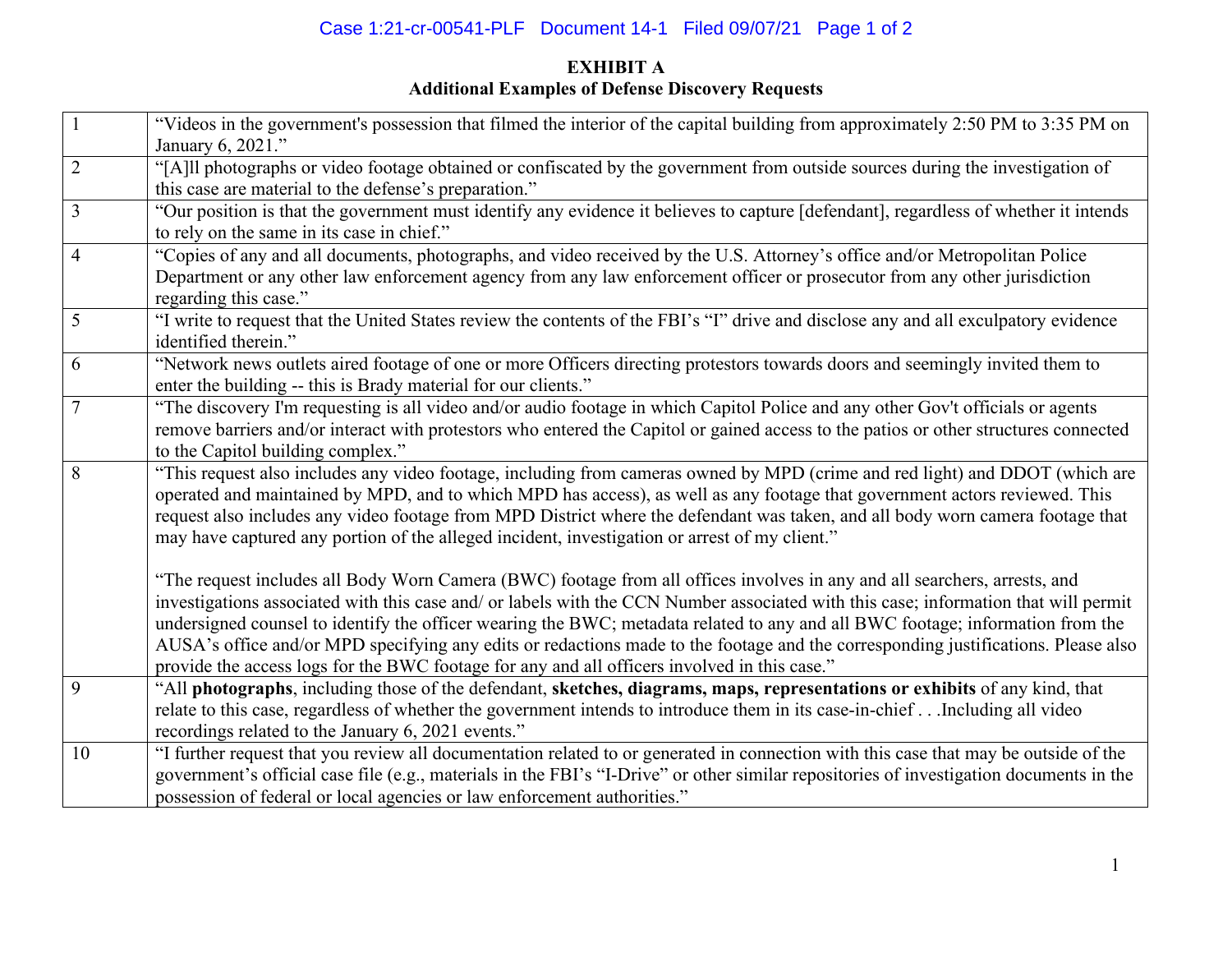**EXHIBIT A**
**Additional Examples of Defense Discovery Requests**

| | |
|---|---|
| 1 | "Videos in the government's possession that filmed the interior of the capital building from approximately 2:50 PM to 3:35 PM on January 6, 2021." |
| 2 | "[A]ll photographs or video footage obtained or confiscated by the government from outside sources during the investigation of this case are material to the defense's preparation." |
| 3 | "Our position is that the government must identify any evidence it believes to capture [defendant], regardless of whether it intends to rely on the same in its case in chief." |
| 4 | "Copies of any and all documents, photographs, and video received by the U.S. Attorney's office and/or Metropolitan Police Department or any other law enforcement agency from any law enforcement officer or prosecutor from any other jurisdiction regarding this case." |
| 5 | "I write to request that the United States review the contents of the FBI's "I" drive and disclose any and all exculpatory evidence identified therein." |
| 6 | "Network news outlets aired footage of one or more Officers directing protestors towards doors and seemingly invited them to enter the building -- this is Brady material for our clients." |
| 7 | "The discovery I'm requesting is all video and/or audio footage in which Capitol Police and any other Gov't officials or agents remove barriers and/or interact with protestors who entered the Capitol or gained access to the patios or other structures connected to the Capitol building complex." |
| 8 | "This request also includes any video footage, including from cameras owned by MPD (crime and red light) and DDOT (which are operated and maintained by MPD, and to which MPD has access), as well as any footage that government actors reviewed. This request also includes any video footage from MPD District where the defendant was taken, and all body worn camera footage that may have captured any portion of the alleged incident, investigation or arrest of my client."<br><br>"The request includes all Body Worn Camera (BWC) footage from all offices involves in any and all searchers, arrests, and investigations associated with this case and/ or labels with the CCN Number associated with this case; information that will permit undersigned counsel to identify the officer wearing the BWC; metadata related to any and all BWC footage; information from the AUSA's office and/or MPD specifying any edits or redactions made to the footage and the corresponding justifications. Please also provide the access logs for the BWC footage for any and all officers involved in this case." |
| 9 | "All **photographs**, including those of the defendant, **sketches, diagrams, maps, representations or exhibits** of any kind, that relate to this case, regardless of whether the government intends to introduce them in its case-in-chief . . .Including all video recordings related to the January 6, 2021 events." |
| 10 | "I further request that you review all documentation related to or generated in connection with this case that may be outside of the government's official case file (e.g., materials in the FBI's "I-Drive" or other similar repositories of investigation documents in the possession of federal or local agencies or law enforcement authorities." |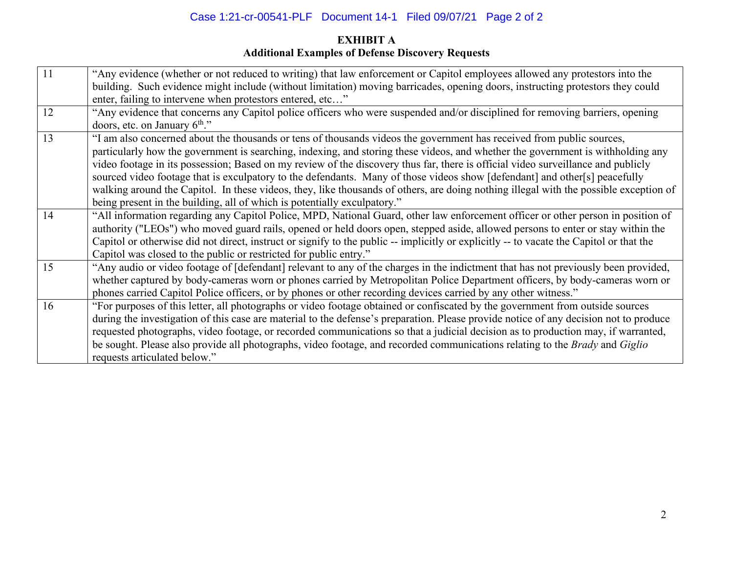**EXHIBIT A**
**Additional Examples of Defense Discovery Requests**

| | |
|---|---|
| 11 | "Any evidence (whether or not reduced to writing) that law enforcement or Capitol employees allowed any protestors into the building. Such evidence might include (without limitation) moving barricades, opening doors, instructing protestors they could enter, failing to intervene when protestors entered, etc…" |
| 12 | "Any evidence that concerns any Capitol police officers who were suspended and/or disciplined for removing barriers, opening doors, etc. on January 6th." |
| 13 | "I am also concerned about the thousands or tens of thousands videos the government has received from public sources, particularly how the government is searching, indexing, and storing these videos, and whether the government is withholding any video footage in its possession; Based on my review of the discovery thus far, there is official video surveillance and publicly sourced video footage that is exculpatory to the defendants. Many of those videos show [defendant] and other[s] peacefully walking around the Capitol. In these videos, they, like thousands of others, are doing nothing illegal with the possible exception of being present in the building, all of which is potentially exculpatory." |
| 14 | "All information regarding any Capitol Police, MPD, National Guard, other law enforcement officer or other person in position of authority ("LEOs") who moved guard rails, opened or held doors open, stepped aside, allowed persons to enter or stay within the Capitol or otherwise did not direct, instruct or signify to the public -- implicitly or explicitly -- to vacate the Capitol or that the Capitol was closed to the public or restricted for public entry." |
| 15 | "Any audio or video footage of [defendant] relevant to any of the charges in the indictment that has not previously been provided, whether captured by body-cameras worn or phones carried by Metropolitan Police Department officers, by body-cameras worn or phones carried Capitol Police officers, or by phones or other recording devices carried by any other witness." |
| 16 | "For purposes of this letter, all photographs or video footage obtained or confiscated by the government from outside sources during the investigation of this case are material to the defense's preparation. Please provide notice of any decision not to produce requested photographs, video footage, or recorded communications so that a judicial decision as to production may, if warranted, be sought. Please also provide all photographs, video footage, and recorded communications relating to the *Brady* and *Giglio* requests articulated below." |